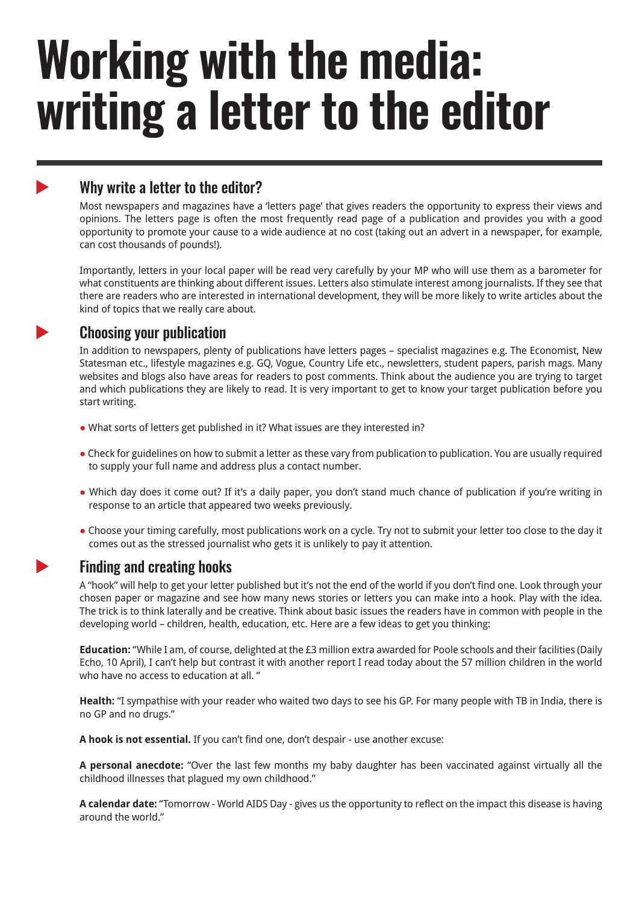# Working with the media: writing a letter to the editor

## Why write a letter to the editor?

Most newspapers and magazines have a 'letters page' that gives readers the opportunity to express their views and opinions. The letters page is often the most frequently read page of a publication and provides you with a good opportunity to promote your cause to a wide audience at no cost (taking out an advert in a newspaper, for example, can cost thousands of pounds!).

Importantly, letters in your local paper will be read very carefully by your MP who will use them as a barometer for what constituents are thinking about different issues. Letters also stimulate interest among journalists. If they see that there are readers who are interested in international development, they will be more likely to write articles about the kind of topics that we really care about.

## Choosing your publication

In addition to newspapers, plenty of publications have letters pages – specialist magazines e.g. The Economist, New Statesman etc., lifestyle magazines e.g. GQ, Vogue, Country Life etc., newsletters, student papers, parish mags. Many websites and blogs also have areas for readers to post comments. Think about the audience you are trying to target and which publications they are likely to read. It is very important to get to know your target publication before you start writing.

- What sorts of letters get published in it? What issues are they interested in?
- Check for guidelines on how to submit a letter as these vary from publication to publication. You are usually required to supply your full name and address plus a contact number.
- Which day does it come out? If it's a daily paper, you don't stand much chance of publication if you're writing in response to an article that appeared two weeks previously.
- Choose your timing carefully, most publications work on a cycle. Try not to submit your letter too close to the day it comes out as the stressed journalist who gets it is unlikely to pay it attention.

## Finding and creating hooks

A "hook" will help to get your letter published but it's not the end of the world if you don't find one. Look through your chosen paper or magazine and see how many news stories or letters you can make into a hook. Play with the idea. The trick is to think laterally and be creative. Think about basic issues the readers have in common with people in the developing world – children, health, education, etc. Here are a few ideas to get you thinking:

**Education:** "While I am, of course, delighted at the £3 million extra awarded for Poole schools and their facilities (Daily Echo, 10 April), I can't help but contrast it with another report I read today about the 57 million children in the world who have no access to education at all. "

**Health:** "I sympathise with your reader who waited two days to see his GP. For many people with TB in India, there is no GP and no drugs."

**A hook is not essential.** If you can't find one, don't despair - use another excuse:

**A personal anecdote:** "Over the last few months my baby daughter has been vaccinated against virtually all the childhood illnesses that plagued my own childhood."

**A calendar date:** "Tomorrow - World AIDS Day - gives us the opportunity to reflect on the impact this disease is having around the world."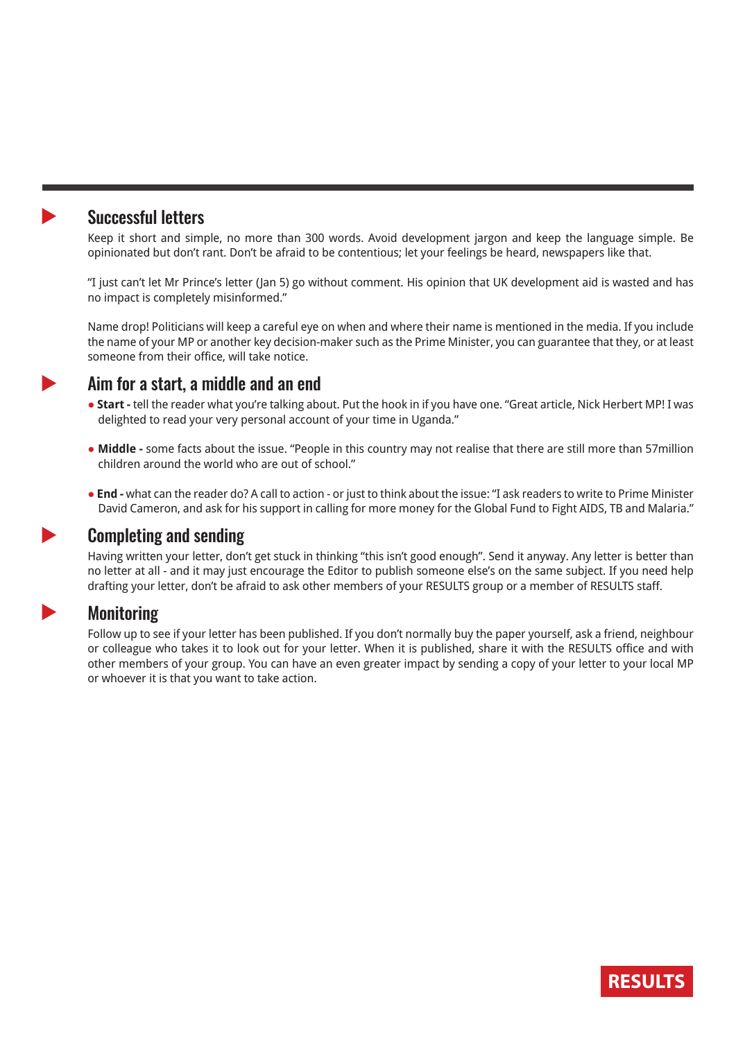## Successful letters

Keep it short and simple, no more than 300 words. Avoid development jargon and keep the language simple. Be opinionated but don't rant. Don't be afraid to be contentious; let your feelings be heard, newspapers like that.

"I just can't let Mr Prince's letter (Jan 5) go without comment. His opinion that UK development aid is wasted and has no impact is completely misinformed."

Name drop! Politicians will keep a careful eye on when and where their name is mentioned in the media. If you include the name of your MP or another key decision-maker such as the Prime Minister, you can guarantee that they, or at least someone from their office, will take notice.

## Aim for a start, a middle and an end

- **Start -** tell the reader what you're talking about. Put the hook in if you have one. "Great article, Nick Herbert MP! I was delighted to read your very personal account of your time in Uganda."
- **Middle -** some facts about the issue. "People in this country may not realise that there are still more than 57million children around the world who are out of school."
- **End -** what can the reader do? A call to action - or just to think about the issue: "I ask readers to write to Prime Minister David Cameron, and ask for his support in calling for more money for the Global Fund to Fight AIDS, TB and Malaria."

## Completing and sending

Having written your letter, don't get stuck in thinking "this isn't good enough". Send it anyway. Any letter is better than no letter at all - and it may just encourage the Editor to publish someone else's on the same subject. If you need help drafting your letter, don't be afraid to ask other members of your RESULTS group or a member of RESULTS staff.

## Monitoring

Follow up to see if your letter has been published. If you don't normally buy the paper yourself, ask a friend, neighbour or colleague who takes it to look out for your letter. When it is published, share it with the RESULTS office and with other members of your group. You can have an even greater impact by sending a copy of your letter to your local MP or whoever it is that you want to take action.

RESULTS